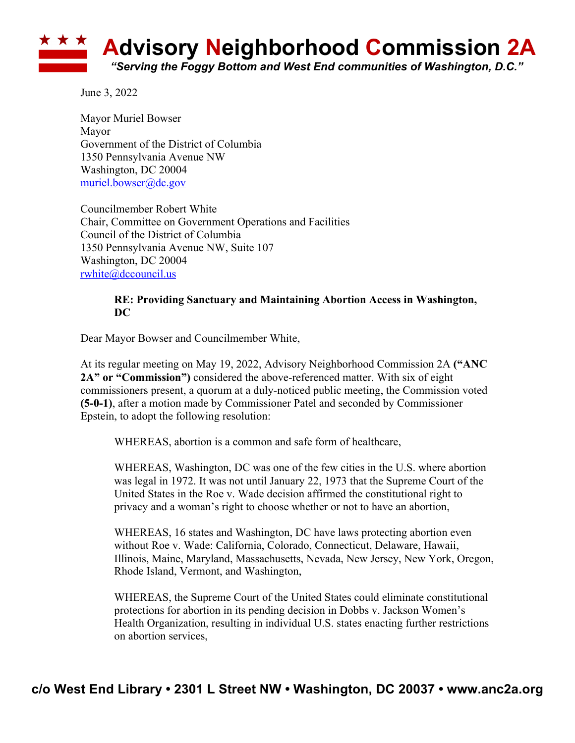# Advisory Neighborhood Commission 2A

*"Serving the Foggy Bottom and West End communities of Washington, D.C."*

June 3, 2022

Mayor Muriel Bowser
Mayor
Government of the District of Columbia
1350 Pennsylvania Avenue NW
Washington, DC 20004
muriel.bowser@dc.gov

Councilmember Robert White
Chair, Committee on Government Operations and Facilities
Council of the District of Columbia
1350 Pennsylvania Avenue NW, Suite 107
Washington, DC 20004
rwhite@dccouncil.us

**RE: Providing Sanctuary and Maintaining Abortion Access in Washington, DC**

Dear Mayor Bowser and Councilmember White,

At its regular meeting on May 19, 2022, Advisory Neighborhood Commission 2A **("ANC 2A" or "Commission")** considered the above-referenced matter. With six of eight commissioners present, a quorum at a duly-noticed public meeting, the Commission voted **(5-0-1)**, after a motion made by Commissioner Patel and seconded by Commissioner Epstein, to adopt the following resolution:

> WHEREAS, abortion is a common and safe form of healthcare,
>
> WHEREAS, Washington, DC was one of the few cities in the U.S. where abortion was legal in 1972. It was not until January 22, 1973 that the Supreme Court of the United States in the Roe v. Wade decision affirmed the constitutional right to privacy and a woman's right to choose whether or not to have an abortion,
>
> WHEREAS, 16 states and Washington, DC have laws protecting abortion even without Roe v. Wade: California, Colorado, Connecticut, Delaware, Hawaii, Illinois, Maine, Maryland, Massachusetts, Nevada, New Jersey, New York, Oregon, Rhode Island, Vermont, and Washington,
>
> WHEREAS, the Supreme Court of the United States could eliminate constitutional protections for abortion in its pending decision in Dobbs v. Jackson Women's Health Organization, resulting in individual U.S. states enacting further restrictions on abortion services,

c/o West End Library • 2301 L Street NW • Washington, DC 20037 • www.anc2a.org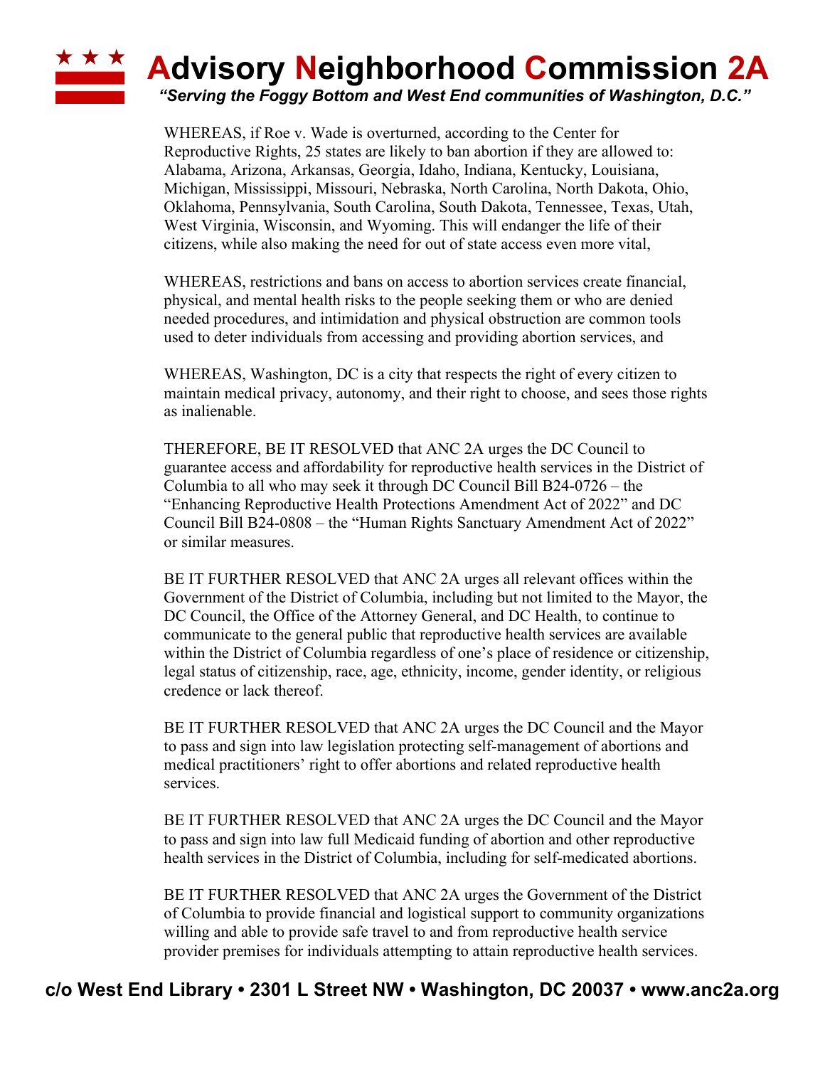WHEREAS, if Roe v. Wade is overturned, according to the Center for Reproductive Rights, 25 states are likely to ban abortion if they are allowed to: Alabama, Arizona, Arkansas, Georgia, Idaho, Indiana, Kentucky, Louisiana, Michigan, Mississippi, Missouri, Nebraska, North Carolina, North Dakota, Ohio, Oklahoma, Pennsylvania, South Carolina, South Dakota, Tennessee, Texas, Utah, West Virginia, Wisconsin, and Wyoming. This will endanger the life of their citizens, while also making the need for out of state access even more vital,

WHEREAS, restrictions and bans on access to abortion services create financial, physical, and mental health risks to the people seeking them or who are denied needed procedures, and intimidation and physical obstruction are common tools used to deter individuals from accessing and providing abortion services, and

WHEREAS, Washington, DC is a city that respects the right of every citizen to maintain medical privacy, autonomy, and their right to choose, and sees those rights as inalienable.

THEREFORE, BE IT RESOLVED that ANC 2A urges the DC Council to guarantee access and affordability for reproductive health services in the District of Columbia to all who may seek it through DC Council Bill B24-0726 – the "Enhancing Reproductive Health Protections Amendment Act of 2022" and DC Council Bill B24-0808 – the "Human Rights Sanctuary Amendment Act of 2022" or similar measures.

BE IT FURTHER RESOLVED that ANC 2A urges all relevant offices within the Government of the District of Columbia, including but not limited to the Mayor, the DC Council, the Office of the Attorney General, and DC Health, to continue to communicate to the general public that reproductive health services are available within the District of Columbia regardless of one's place of residence or citizenship, legal status of citizenship, race, age, ethnicity, income, gender identity, or religious credence or lack thereof.

BE IT FURTHER RESOLVED that ANC 2A urges the DC Council and the Mayor to pass and sign into law legislation protecting self-management of abortions and medical practitioners' right to offer abortions and related reproductive health services.

BE IT FURTHER RESOLVED that ANC 2A urges the DC Council and the Mayor to pass and sign into law full Medicaid funding of abortion and other reproductive health services in the District of Columbia, including for self-medicated abortions.

BE IT FURTHER RESOLVED that ANC 2A urges the Government of the District of Columbia to provide financial and logistical support to community organizations willing and able to provide safe travel to and from reproductive health service provider premises for individuals attempting to attain reproductive health services.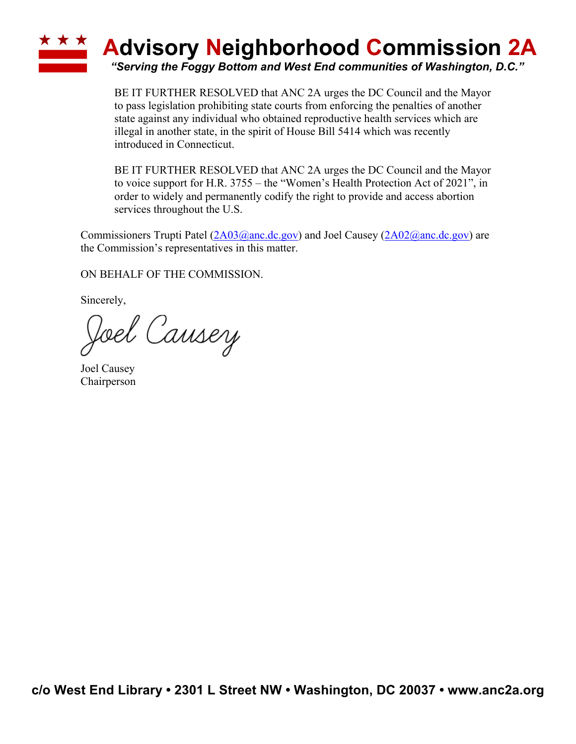BE IT FURTHER RESOLVED that ANC 2A urges the DC Council and the Mayor to pass legislation prohibiting state courts from enforcing the penalties of another state against any individual who obtained reproductive health services which are illegal in another state, in the spirit of House Bill 5414 which was recently introduced in Connecticut.

BE IT FURTHER RESOLVED that ANC 2A urges the DC Council and the Mayor to voice support for H.R. 3755 – the "Women's Health Protection Act of 2021", in order to widely and permanently codify the right to provide and access abortion services throughout the U.S.

Commissioners Trupti Patel (2A03@anc.dc.gov) and Joel Causey (2A02@anc.dc.gov) are the Commission's representatives in this matter.

ON BEHALF OF THE COMMISSION.

Sincerely,

Joel Causey

Joel Causey
Chairperson